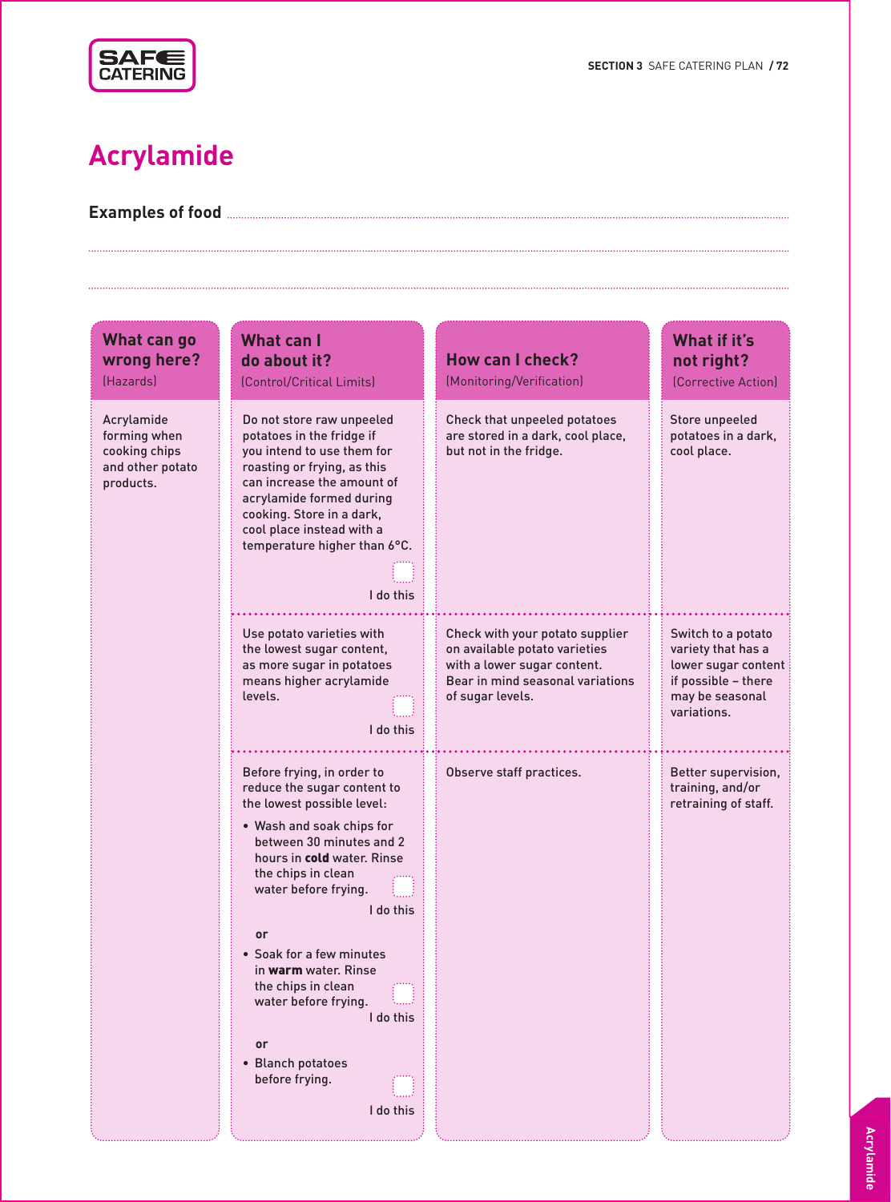# Acrylamide

**Examples of food** ..................................................................................................................

..................................................................................................................................................

..................................................................................................................................................

| What can go wrong here? (Hazards) | What can I do about it? (Control/Critical Limits) | How can I check? (Monitoring/Verification) | What if it's not right? (Corrective Action) |
|---|---|---|---|
| Acrylamide forming when cooking chips and other potato products. | Do not store raw unpeeled potatoes in the fridge if you intend to use them for roasting or frying, as this can increase the amount of acrylamide formed during cooking. Store in a dark, cool place instead with a temperature higher than 6°C. ☐ I do this | Check that unpeeled potatoes are stored in a dark, cool place, but not in the fridge. | Store unpeeled potatoes in a dark, cool place. |
| | Use potato varieties with the lowest sugar content, as more sugar in potatoes means higher acrylamide levels. ☐ I do this | Check with your potato supplier on available potato varieties with a lower sugar content. Bear in mind seasonal variations of sugar levels. | Switch to a potato variety that has a lower sugar content if possible – there may be seasonal variations. |
| | Before frying, in order to reduce the sugar content to the lowest possible level:<br>• Wash and soak chips for between 30 minutes and 2 hours in **cold** water. Rinse the chips in clean water before frying. ☐ I do this<br>**or**<br>• Soak for a few minutes in **warm** water. Rinse the chips in clean water before frying. ☐ I do this<br>**or**<br>• Blanch potatoes before frying. ☐ I do this | Observe staff practices. | Better supervision, training, and/or retraining of staff. |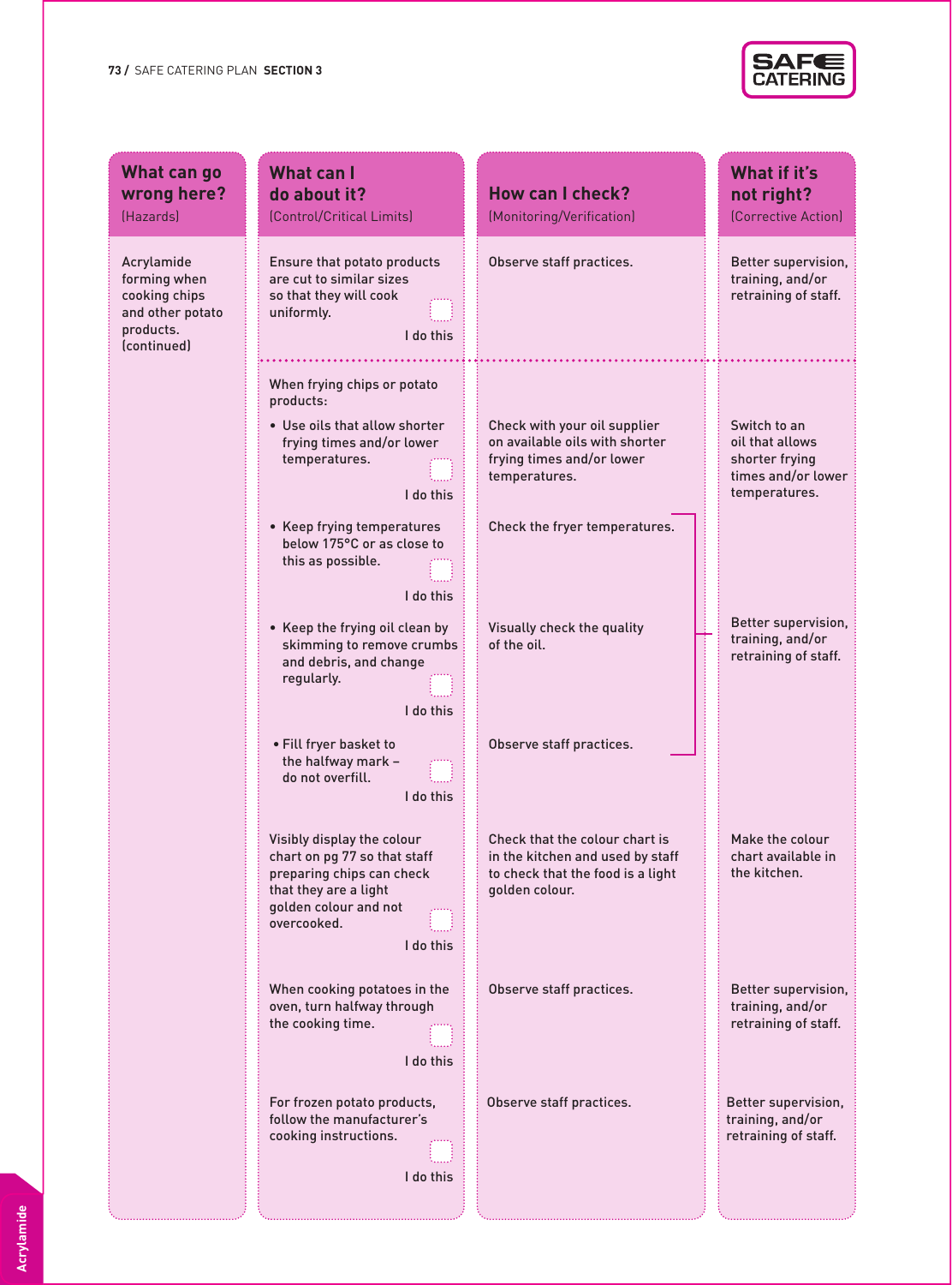| What can go wrong here? (Hazards) | What can I do about it? (Control/Critical Limits) | How can I check? (Monitoring/Verification) | What if it's not right? (Corrective Action) |
|---|---|---|---|
| Acrylamide forming when cooking chips and other potato products. (continued) | Ensure that potato products are cut to similar sizes so that they will cook uniformly. ☐ I do this | Observe staff practices. | Better supervision, training, and/or retraining of staff. |
| | When frying chips or potato products:<br>• Use oils that allow shorter frying times and/or lower temperatures. ☐ I do this | Check with your oil supplier on available oils with shorter frying times and/or lower temperatures. | Switch to an oil that allows shorter frying times and/or lower temperatures. |
| | • Keep frying temperatures below 175°C or as close to this as possible. ☐ I do this | Check the fryer temperatures. | Better supervision, training, and/or retraining of staff. |
| | • Keep the frying oil clean by skimming to remove crumbs and debris, and change regularly. ☐ I do this | Visually check the quality of the oil. | Better supervision, training, and/or retraining of staff. |
| | • Fill fryer basket to the halfway mark – do not overfill. ☐ I do this | Observe staff practices. | Better supervision, training, and/or retraining of staff. |
| | Visibly display the colour chart on pg 77 so that staff preparing chips can check that they are a light golden colour and not overcooked. ☐ I do this | Check that the colour chart is in the kitchen and used by staff to check that the food is a light golden colour. | Make the colour chart available in the kitchen. |
| | When cooking potatoes in the oven, turn halfway through the cooking time. ☐ I do this | Observe staff practices. | Better supervision, training, and/or retraining of staff. |
| | For frozen potato products, follow the manufacturer's cooking instructions. ☐ I do this | Observe staff practices. | Better supervision, training, and/or retraining of staff. |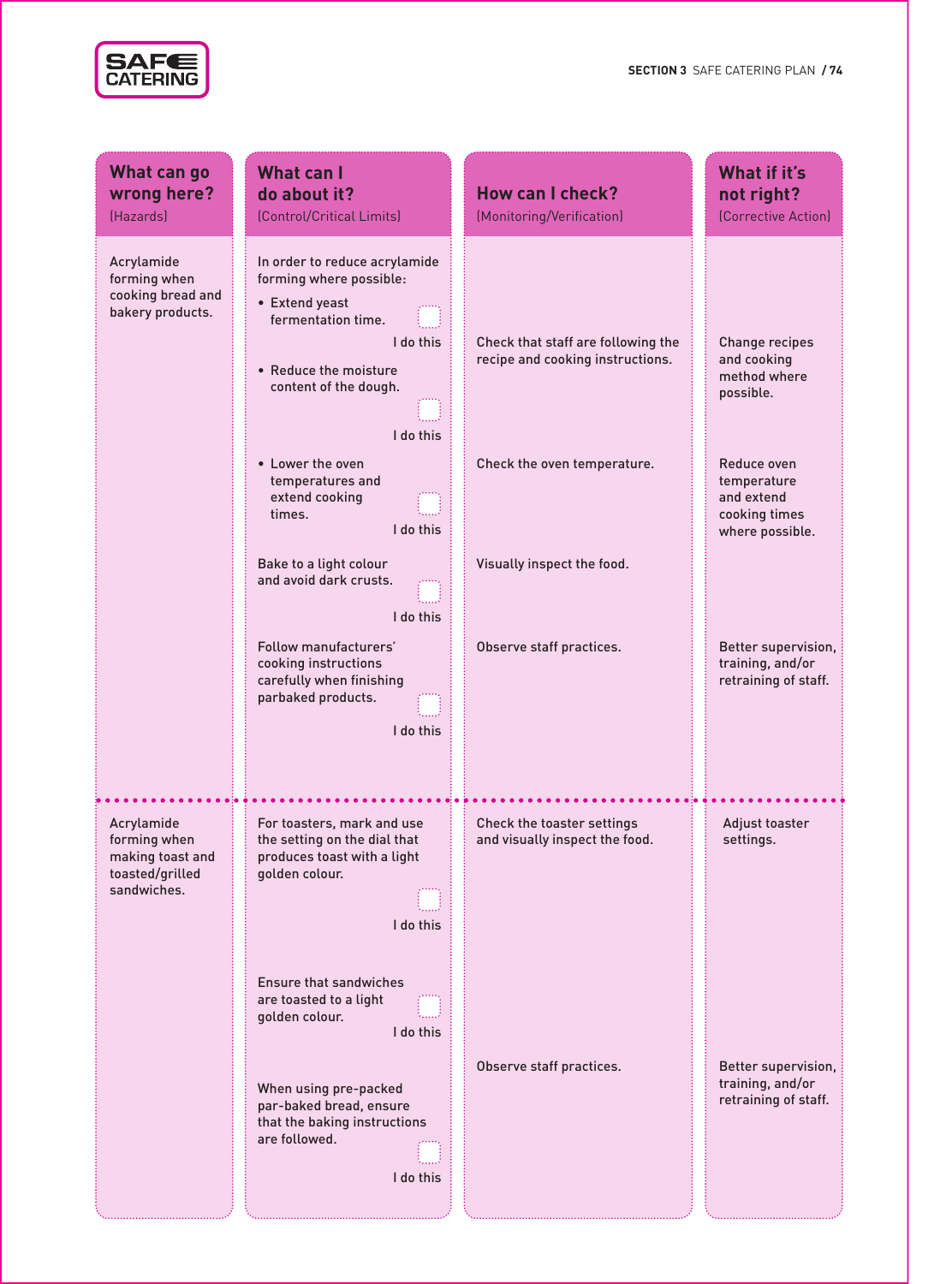| What can go wrong here? (Hazards) | What can I do about it? (Control/Critical Limits) | How can I check? (Monitoring/Verification) | What if it's not right? (Corrective Action) |
|---|---|---|---|
| Acrylamide forming when cooking bread and bakery products. | In order to reduce acrylamide forming where possible:<br>• Extend yeast fermentation time. ☐ I do this<br>• Reduce the moisture content of the dough. ☐ I do this | Check that staff are following the recipe and cooking instructions. | Change recipes and cooking method where possible. |
| | • Lower the oven temperatures and extend cooking times. ☐ I do this | Check the oven temperature. | Reduce oven temperature and extend cooking times where possible. |
| | Bake to a light colour and avoid dark crusts. ☐ I do this | Visually inspect the food. | |
| | Follow manufacturers' cooking instructions carefully when finishing parbaked products. ☐ I do this | Observe staff practices. | Better supervision, training, and/or retraining of staff. |
| Acrylamide forming when making toast and toasted/grilled sandwiches. | For toasters, mark and use the setting on the dial that produces toast with a light golden colour. ☐ I do this | Check the toaster settings and visually inspect the food. | Adjust toaster settings. |
| | Ensure that sandwiches are toasted to a light golden colour. ☐ I do this | | |
| | When using pre-packed par-baked bread, ensure that the baking instructions are followed. ☐ I do this | Observe staff practices. | Better supervision, training, and/or retraining of staff. |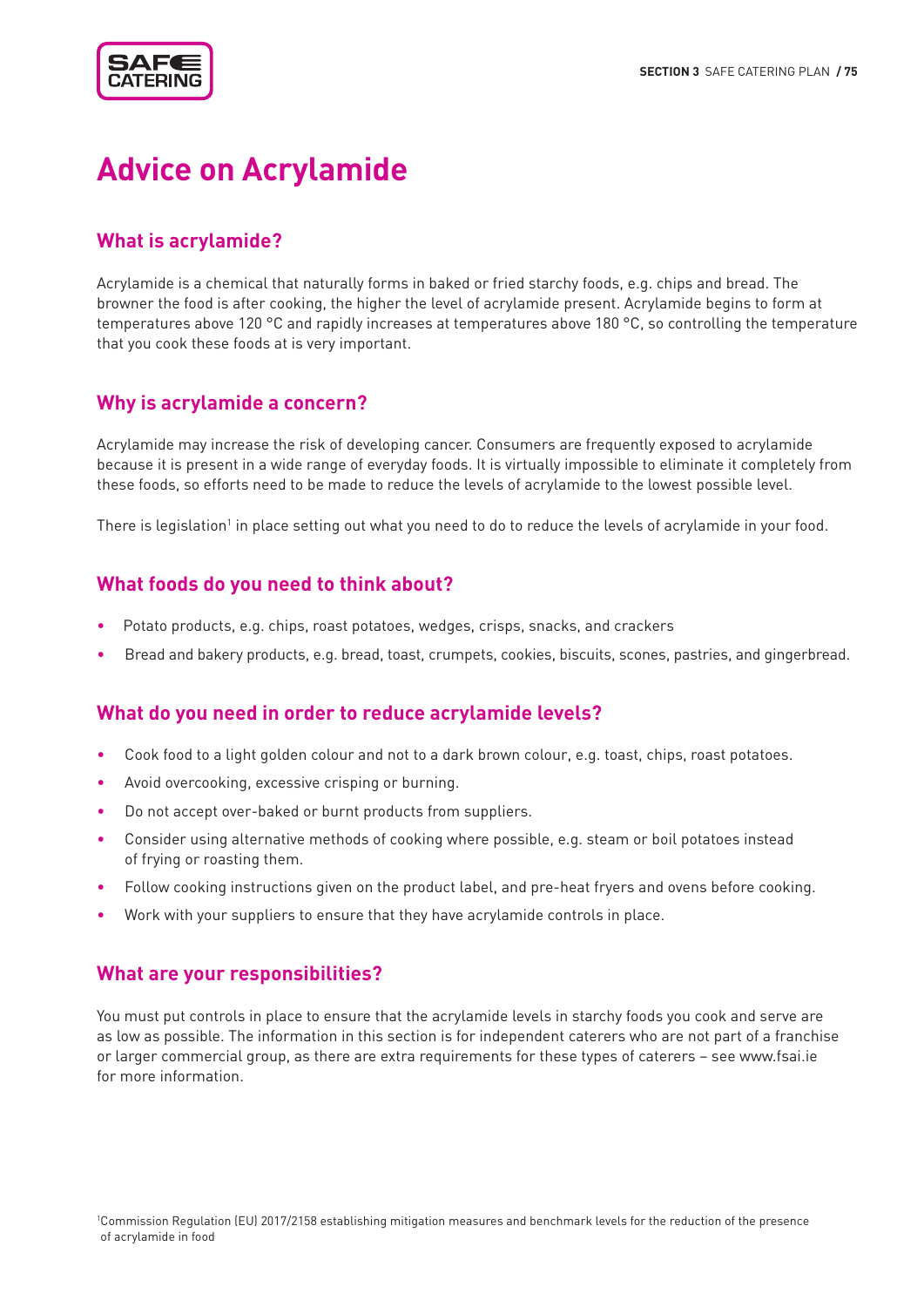# Advice on Acrylamide

## What is acrylamide?

Acrylamide is a chemical that naturally forms in baked or fried starchy foods, e.g. chips and bread. The browner the food is after cooking, the higher the level of acrylamide present. Acrylamide begins to form at temperatures above 120 °C and rapidly increases at temperatures above 180 °C, so controlling the temperature that you cook these foods at is very important.

## Why is acrylamide a concern?

Acrylamide may increase the risk of developing cancer. Consumers are frequently exposed to acrylamide because it is present in a wide range of everyday foods. It is virtually impossible to eliminate it completely from these foods, so efforts need to be made to reduce the levels of acrylamide to the lowest possible level.

There is legislation[1] in place setting out what you need to do to reduce the levels of acrylamide in your food.

## What foods do you need to think about?

- Potato products, e.g. chips, roast potatoes, wedges, crisps, snacks, and crackers
- Bread and bakery products, e.g. bread, toast, crumpets, cookies, biscuits, scones, pastries, and gingerbread.

## What do you need in order to reduce acrylamide levels?

- Cook food to a light golden colour and not to a dark brown colour, e.g. toast, chips, roast potatoes.
- Avoid overcooking, excessive crisping or burning.
- Do not accept over-baked or burnt products from suppliers.
- Consider using alternative methods of cooking where possible, e.g. steam or boil potatoes instead of frying or roasting them.
- Follow cooking instructions given on the product label, and pre-heat fryers and ovens before cooking.
- Work with your suppliers to ensure that they have acrylamide controls in place.

## What are your responsibilities?

You must put controls in place to ensure that the acrylamide levels in starchy foods you cook and serve are as low as possible. The information in this section is for independent caterers who are not part of a franchise or larger commercial group, as there are extra requirements for these types of caterers – see www.fsai.ie for more information.

[1] Commission Regulation (EU) 2017/2158 establishing mitigation measures and benchmark levels for the reduction of the presence of acrylamide in food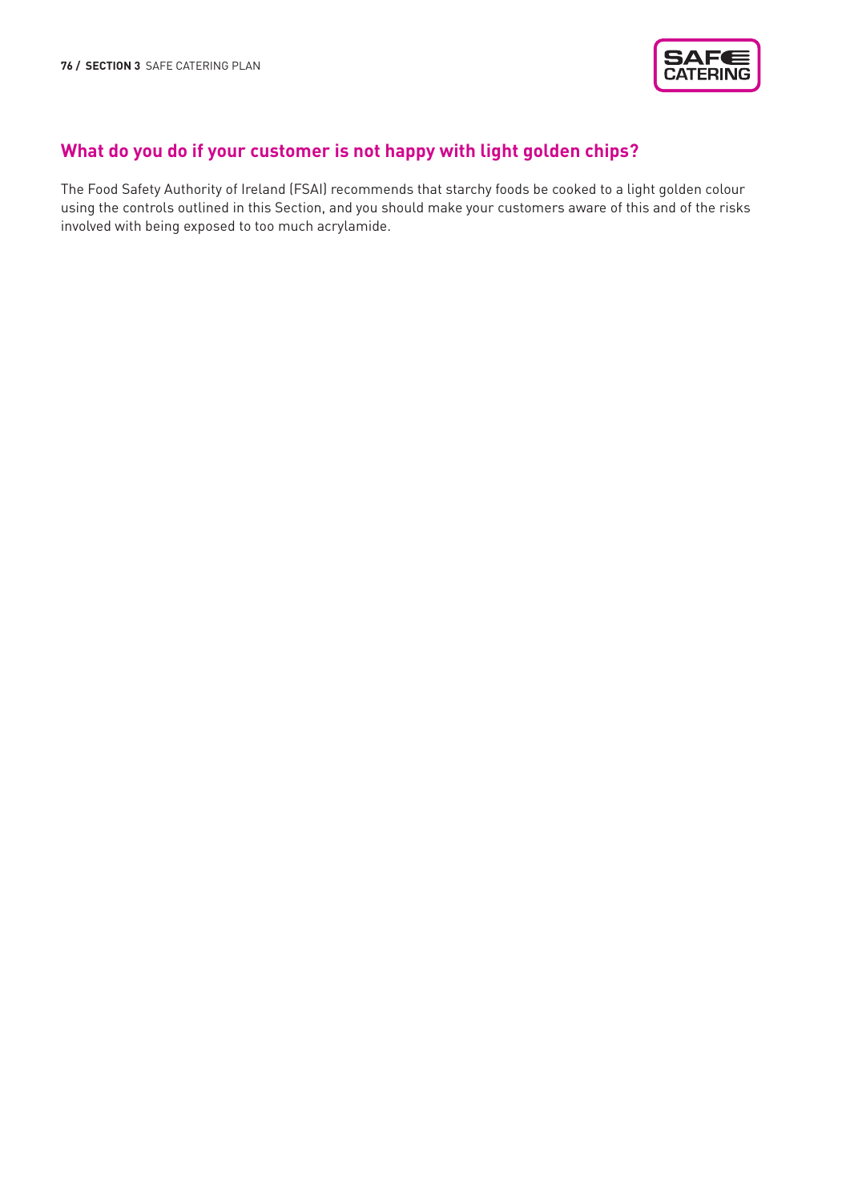## What do you do if your customer is not happy with light golden chips?

The Food Safety Authority of Ireland (FSAI) recommends that starchy foods be cooked to a light golden colour using the controls outlined in this Section, and you should make your customers aware of this and of the risks involved with being exposed to too much acrylamide.